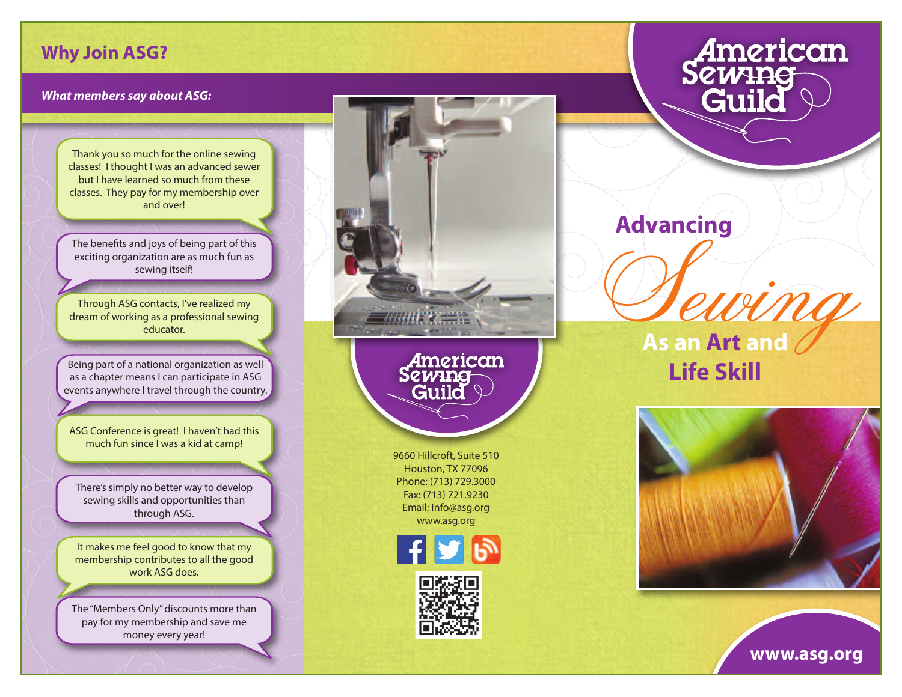## Why Join ASG?

***What members say about ASG:***

Thank you so much for the online sewing classes! I thought I was an advanced sewer but I have learned so much from these classes. They pay for my membership over and over!

The benefits and joys of being part of this exciting organization are as much fun as sewing itself!

Through ASG contacts, I've realized my dream of working as a professional sewing educator.

Being part of a national organization as well as a chapter means I can participate in ASG events anywhere I travel through the country.

ASG Conference is great! I haven't had this much fun since I was a kid at camp!

There's simply no better way to develop sewing skills and opportunities than through ASG.

It makes me feel good to know that my membership contributes to all the good work ASG does.

The "Members Only" discounts more than pay for my membership and save me money every year!

American Sewing Guild

9660 Hillcroft, Suite 510
Houston, TX 77096
Phone: (713) 729.3000
Fax: (713) 721.9230
Email: Info@asg.org
www.asg.org

# American Sewing Guild

# Advancing *Sewing* As an Art and Life Skill

**www.asg.org**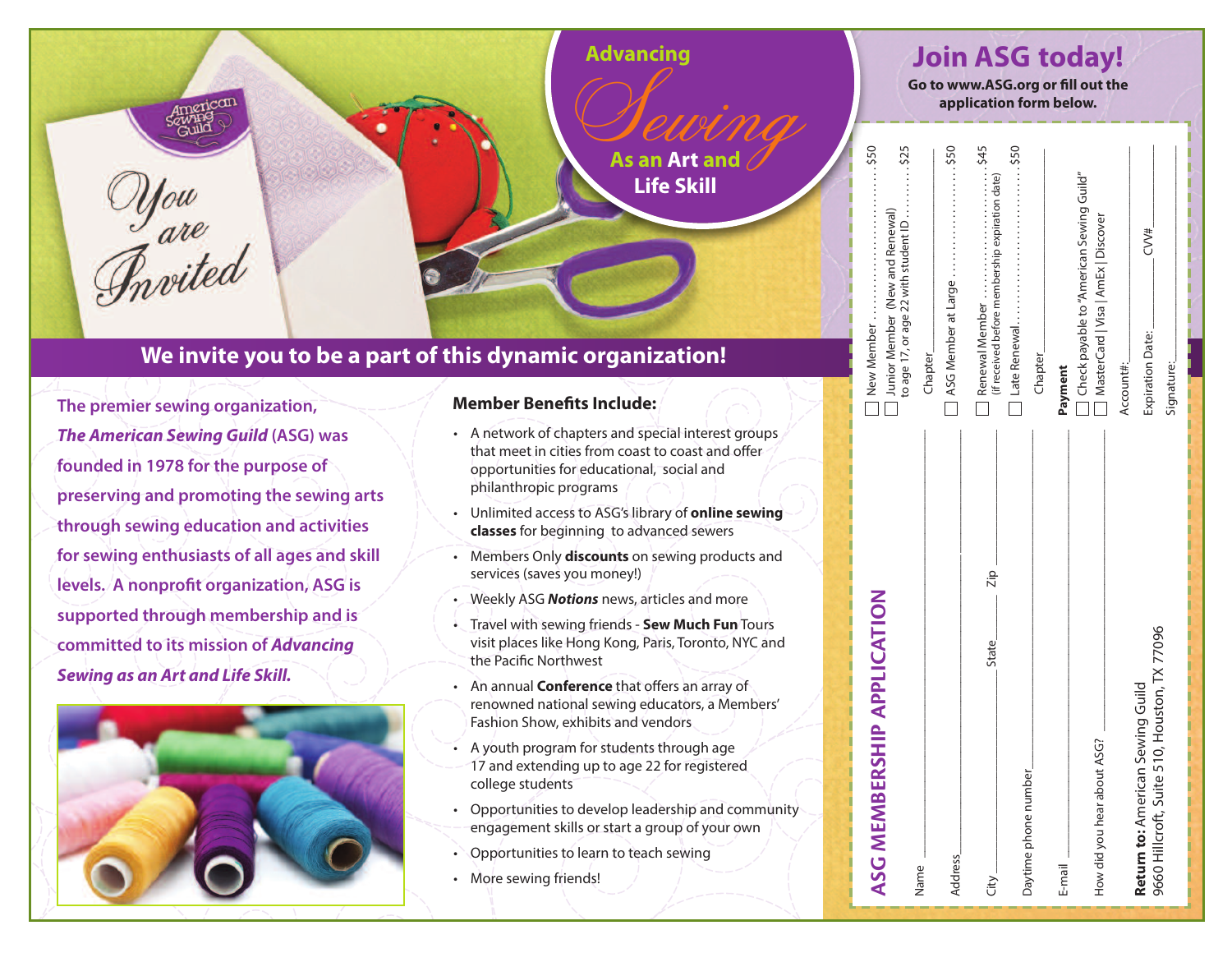You are Invited

# Advancing Sewing As an Art and Life Skill

## We invite you to be a part of this dynamic organization!

**The premier sewing organization, *The American Sewing Guild* (ASG) was founded in 1978 for the purpose of preserving and promoting the sewing arts through sewing education and activities for sewing enthusiasts of all ages and skill levels. A nonprofit organization, ASG is supported through membership and is committed to its mission of *Advancing Sewing as an Art and Life Skill.***

### Member Benefits Include:

- A network of chapters and special interest groups that meet in cities from coast to coast and offer opportunities for educational, social and philanthropic programs
- Unlimited access to ASG's library of **online sewing classes** for beginning to advanced sewers
- Members Only **discounts** on sewing products and services (saves you money!)
- Weekly ASG ***Notions*** news, articles and more
- Travel with sewing friends - **Sew Much Fun** Tours visit places like Hong Kong, Paris, Toronto, NYC and the Pacific Northwest
- An annual **Conference** that offers an array of renowned national sewing educators, a Members' Fashion Show, exhibits and vendors
- A youth program for students through age 17 and extending up to age 22 for registered college students
- Opportunities to develop leadership and community engagement skills or start a group of your own
- Opportunities to learn to teach sewing
- More sewing friends!

## Join ASG today!

**Go to www.ASG.org or fill out the application form below.**

### ASG MEMBERSHIP APPLICATION

Name ______________________

Address ______________________

City __________ State ______ Zip ______

Daytime phone number ______________________

E-mail ______________________

How did you hear about ASG? ______________________

☐ New Member . . . . . . . . . . . . . . . . . . . . . . . . . . $50

☐ Junior Member (New and Renewal) to age 17, or age 22 with student ID . . . . . . . . . $25

Chapter ______________________

☐ ASG Member at Large . . . . . . . . . . . . . . . . . . . . $50

☐ Renewal Member . . . . . . . . . . . . . . . . . . . . . . . . $45
(if received before membership expiration date)

☐ Late Renewal . . . . . . . . . . . . . . . . . . . . . . . . . . $50

Chapter ______________________

**Payment**

☐ Check payable to "American Sewing Guild"

☐ MasterCard | Visa | AmEx | Discover

Account#: ______________________

Expiration Date: __________ CVV# __________

Signature: ______________________

**Return to:** American Sewing Guild
9660 Hillcroft, Suite 510, Houston, TX 77096